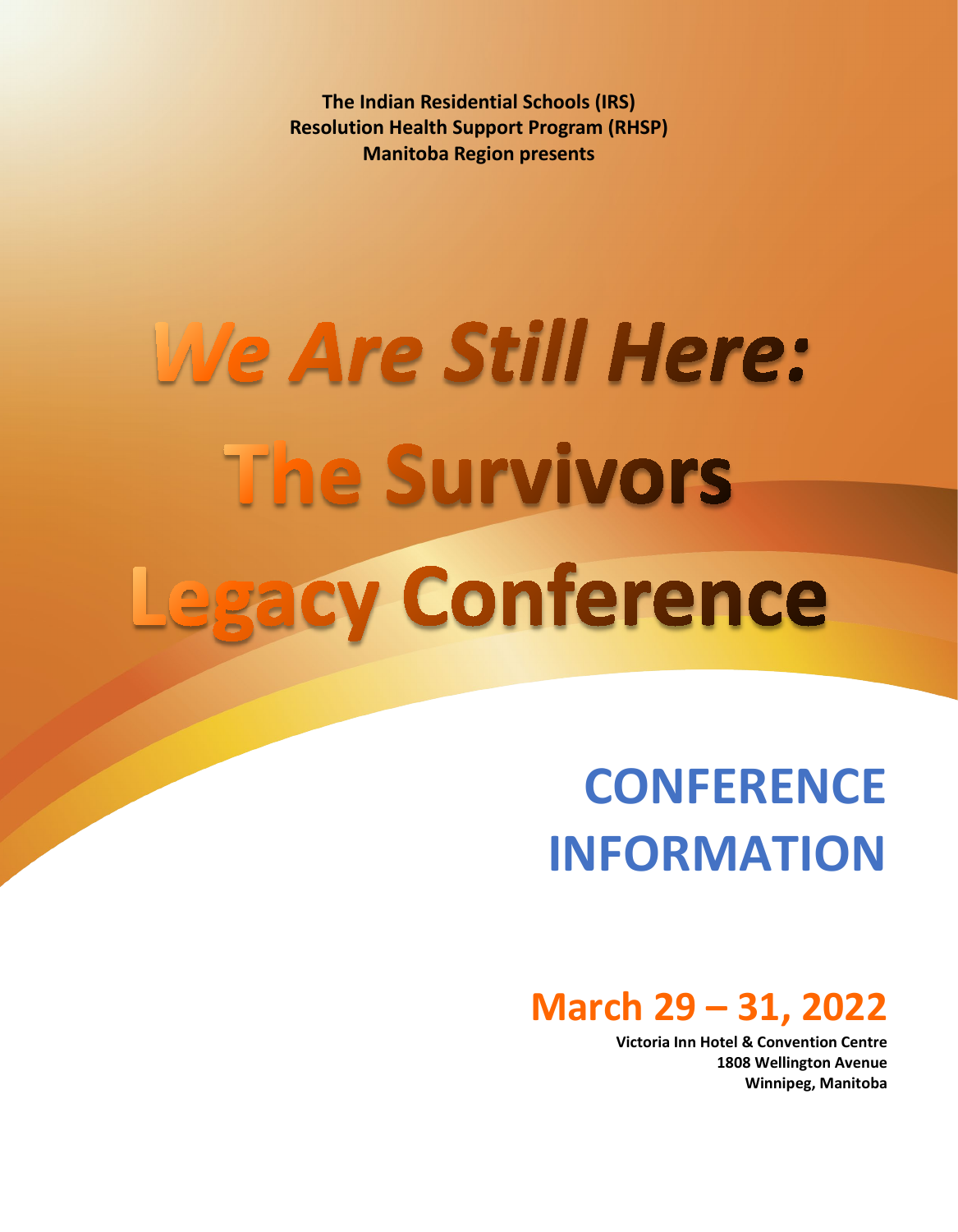**The Indian Residential Schools (IRS)**
**Resolution Health Support Program (RHSP)**
**Manitoba Region presents**

# *We Are Still Here:* The Survivors Legacy Conference

# CONFERENCE INFORMATION

## March 29 – 31, 2022

**Victoria Inn Hotel & Convention Centre**
**1808 Wellington Avenue**
**Winnipeg, Manitoba**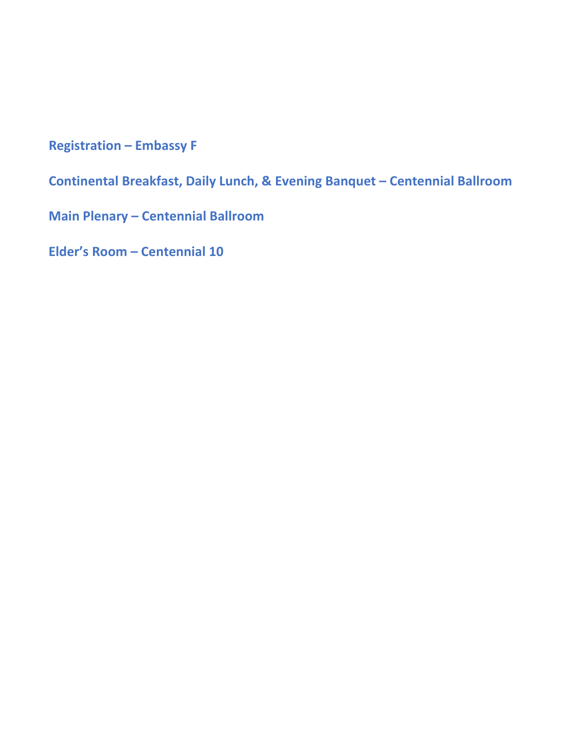**Registration – Embassy F**

**Continental Breakfast, Daily Lunch, & Evening Banquet – Centennial Ballroom**

**Main Plenary – Centennial Ballroom**

**Elder’s Room – Centennial 10**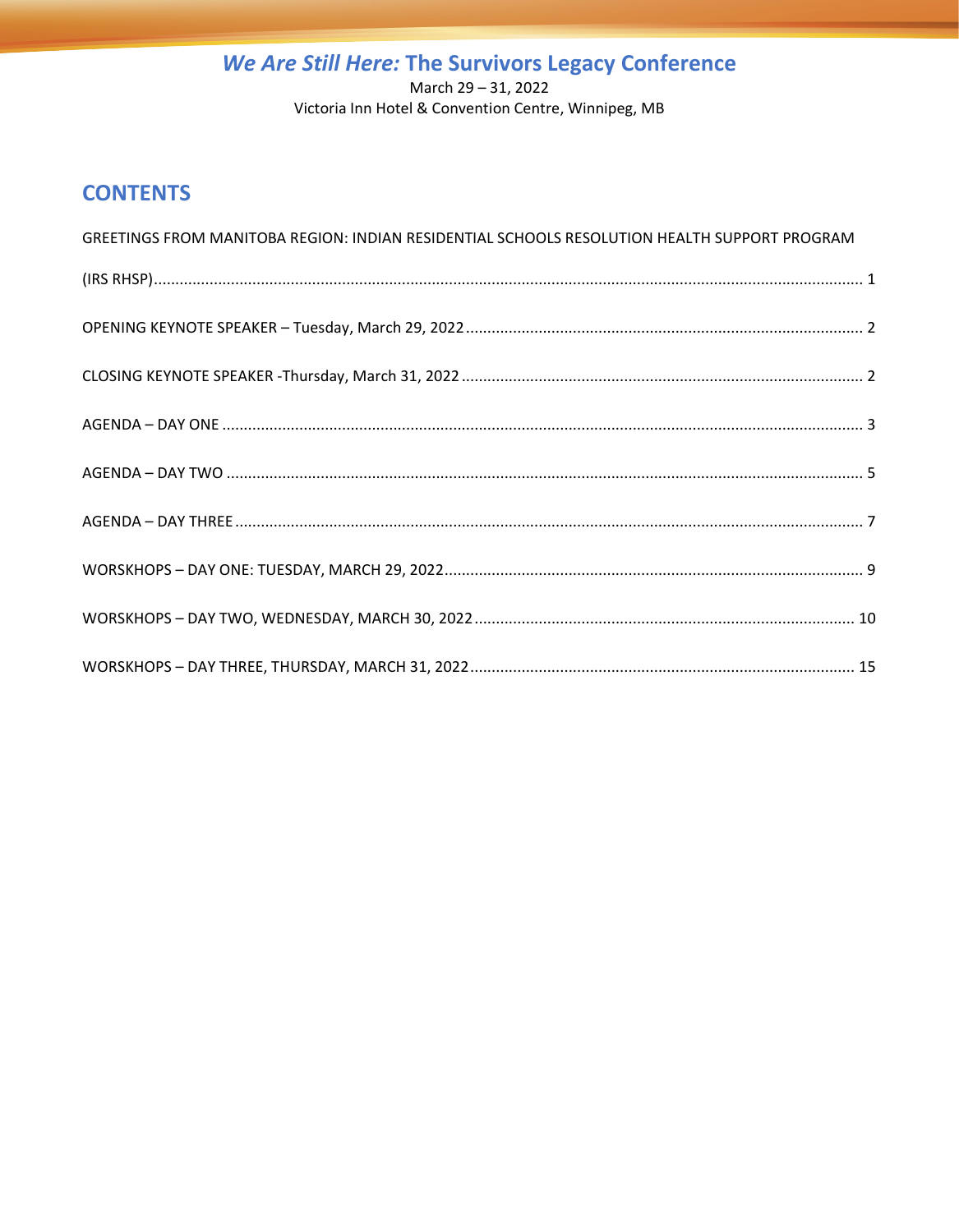*We Are Still Here:* **The Survivors Legacy Conference**

March 29 – 31, 2022
Victoria Inn Hotel & Convention Centre, Winnipeg, MB

## CONTENTS

GREETINGS FROM MANITOBA REGION: INDIAN RESIDENTIAL SCHOOLS RESOLUTION HEALTH SUPPORT PROGRAM (IRS RHSP)........................................................................................................................................................ 1

OPENING KEYNOTE SPEAKER – Tuesday, March 29, 2022 ............................................................................................ 2

CLOSING KEYNOTE SPEAKER -Thursday, March 31, 2022 ............................................................................................. 2

AGENDA – DAY ONE .................................................................................................................................................... 3

AGENDA – DAY TWO ................................................................................................................................................... 5

AGENDA – DAY THREE ................................................................................................................................................. 7

WORSKHOPS – DAY ONE: TUESDAY, MARCH 29, 2022................................................................................................. 9

WORSKHOPS – DAY TWO, WEDNESDAY, MARCH 30, 2022 ........................................................................................ 10

WORSKHOPS – DAY THREE, THURSDAY, MARCH 31, 2022 ......................................................................................... 15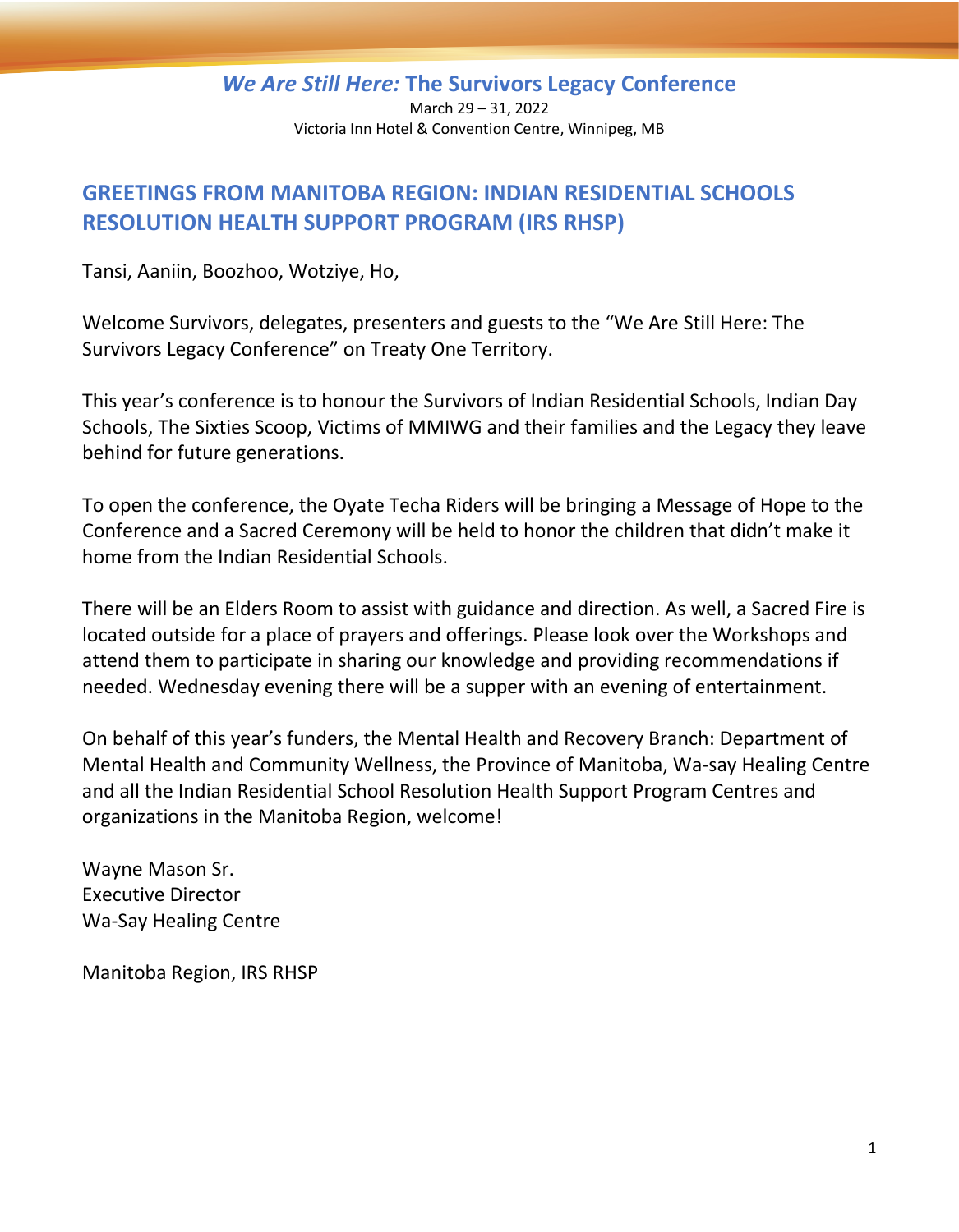*We Are Still Here:* **The Survivors Legacy Conference**

March 29 – 31, 2022
Victoria Inn Hotel & Convention Centre, Winnipeg, MB

## GREETINGS FROM MANITOBA REGION: INDIAN RESIDENTIAL SCHOOLS RESOLUTION HEALTH SUPPORT PROGRAM (IRS RHSP)

Tansi, Aaniin, Boozhoo, Wotziye, Ho,

Welcome Survivors, delegates, presenters and guests to the "We Are Still Here: The Survivors Legacy Conference" on Treaty One Territory.

This year's conference is to honour the Survivors of Indian Residential Schools, Indian Day Schools, The Sixties Scoop, Victims of MMIWG and their families and the Legacy they leave behind for future generations.

To open the conference, the Oyate Techa Riders will be bringing a Message of Hope to the Conference and a Sacred Ceremony will be held to honor the children that didn't make it home from the Indian Residential Schools.

There will be an Elders Room to assist with guidance and direction. As well, a Sacred Fire is located outside for a place of prayers and offerings. Please look over the Workshops and attend them to participate in sharing our knowledge and providing recommendations if needed. Wednesday evening there will be a supper with an evening of entertainment.

On behalf of this year's funders, the Mental Health and Recovery Branch: Department of Mental Health and Community Wellness, the Province of Manitoba, Wa-say Healing Centre and all the Indian Residential School Resolution Health Support Program Centres and organizations in the Manitoba Region, welcome!

Wayne Mason Sr.
Executive Director
Wa-Say Healing Centre

Manitoba Region, IRS RHSP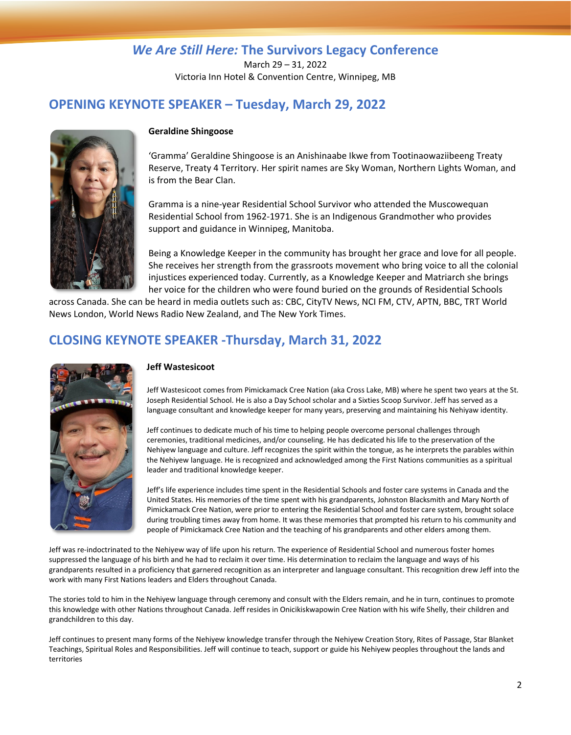## *We Are Still Here:* The Survivors Legacy Conference

March 29 – 31, 2022
Victoria Inn Hotel & Convention Centre, Winnipeg, MB

## OPENING KEYNOTE SPEAKER – Tuesday, March 29, 2022

**Geraldine Shingoose**

'Gramma' Geraldine Shingoose is an Anishinaabe Ikwe from Tootinaowaziibeeng Treaty Reserve, Treaty 4 Territory. Her spirit names are Sky Woman, Northern Lights Woman, and is from the Bear Clan.

Gramma is a nine-year Residential School Survivor who attended the Muscowequan Residential School from 1962-1971. She is an Indigenous Grandmother who provides support and guidance in Winnipeg, Manitoba.

Being a Knowledge Keeper in the community has brought her grace and love for all people. She receives her strength from the grassroots movement who bring voice to all the colonial injustices experienced today. Currently, as a Knowledge Keeper and Matriarch she brings her voice for the children who were found buried on the grounds of Residential Schools across Canada. She can be heard in media outlets such as: CBC, CityTV News, NCI FM, CTV, APTN, BBC, TRT World News London, World News Radio New Zealand, and The New York Times.

## CLOSING KEYNOTE SPEAKER -Thursday, March 31, 2022

**Jeff Wastesicoot**

Jeff Wastesicoot comes from Pimickamack Cree Nation (aka Cross Lake, MB) where he spent two years at the St. Joseph Residential School. He is also a Day School scholar and a Sixties Scoop Survivor. Jeff has served as a language consultant and knowledge keeper for many years, preserving and maintaining his Nehiyaw identity.

Jeff continues to dedicate much of his time to helping people overcome personal challenges through ceremonies, traditional medicines, and/or counseling. He has dedicated his life to the preservation of the Nehiyew language and culture. Jeff recognizes the spirit within the tongue, as he interprets the parables within the Nehiyew language. He is recognized and acknowledged among the First Nations communities as a spiritual leader and traditional knowledge keeper.

Jeff's life experience includes time spent in the Residential Schools and foster care systems in Canada and the United States. His memories of the time spent with his grandparents, Johnston Blacksmith and Mary North of Pimickamack Cree Nation, were prior to entering the Residential School and foster care system, brought solace during troubling times away from home. It was these memories that prompted his return to his community and people of Pimickamack Cree Nation and the teaching of his grandparents and other elders among them.

Jeff was re-indoctrinated to the Nehiyew way of life upon his return. The experience of Residential School and numerous foster homes suppressed the language of his birth and he had to reclaim it over time. His determination to reclaim the language and ways of his grandparents resulted in a proficiency that garnered recognition as an interpreter and language consultant. This recognition drew Jeff into the work with many First Nations leaders and Elders throughout Canada.

The stories told to him in the Nehiyew language through ceremony and consult with the Elders remain, and he in turn, continues to promote this knowledge with other Nations throughout Canada. Jeff resides in Onicikiskwapowin Cree Nation with his wife Shelly, their children and grandchildren to this day.

Jeff continues to present many forms of the Nehiyew knowledge transfer through the Nehiyew Creation Story, Rites of Passage, Star Blanket Teachings, Spiritual Roles and Responsibilities. Jeff will continue to teach, support or guide his Nehiyew peoples throughout the lands and territories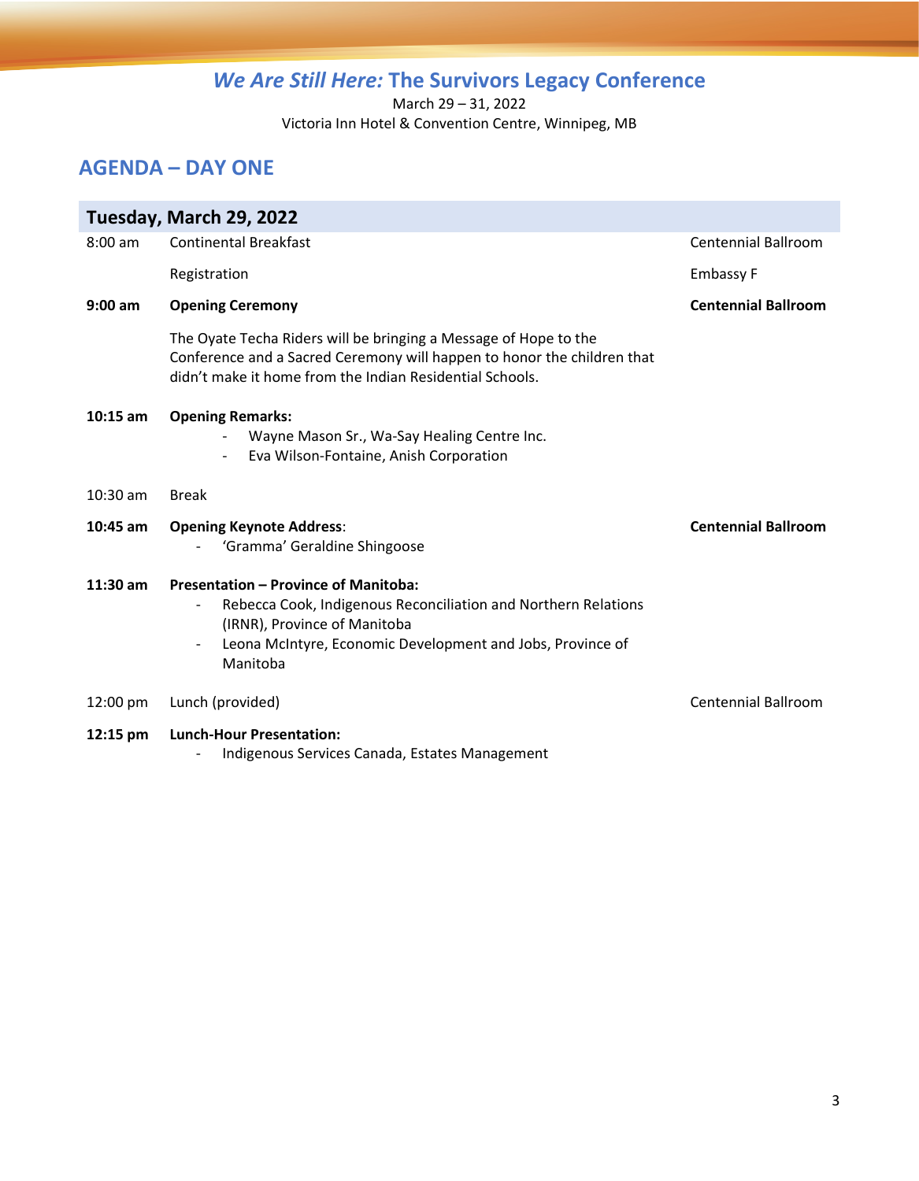# *We Are Still Here:* The Survivors Legacy Conference

March 29 – 31, 2022
Victoria Inn Hotel & Convention Centre, Winnipeg, MB

## AGENDA – DAY ONE

| Tuesday, March 29, 2022 | | |
|---|---|---|
| 8:00 am | Continental Breakfast | Centennial Ballroom |
| | Registration | Embassy F |
| **9:00 am** | **Opening Ceremony**<br><br>The Oyate Techa Riders will be bringing a Message of Hope to the Conference and a Sacred Ceremony will happen to honor the children that didn't make it home from the Indian Residential Schools. | **Centennial Ballroom** |
| **10:15 am** | **Opening Remarks:**<br>- Wayne Mason Sr., Wa-Say Healing Centre Inc.<br>- Eva Wilson-Fontaine, Anish Corporation | |
| 10:30 am | Break | |
| **10:45 am** | **Opening Keynote Address**:<br>- 'Gramma' Geraldine Shingoose | **Centennial Ballroom** |
| **11:30 am** | **Presentation – Province of Manitoba:**<br>- Rebecca Cook, Indigenous Reconciliation and Northern Relations (IRNR), Province of Manitoba<br>- Leona McIntyre, Economic Development and Jobs, Province of Manitoba | |
| 12:00 pm | Lunch (provided) | Centennial Ballroom |
| **12:15 pm** | **Lunch-Hour Presentation:**<br>- Indigenous Services Canada, Estates Management | |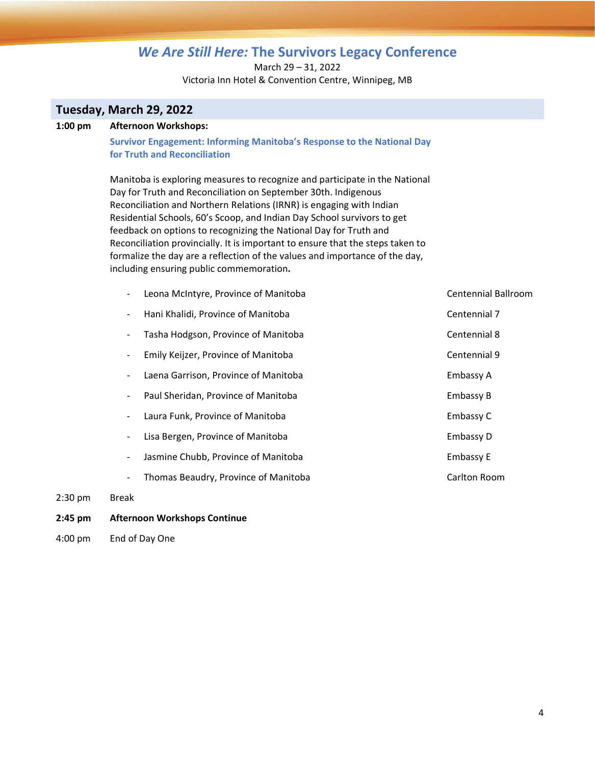# *We Are Still Here:* The Survivors Legacy Conference

March 29 – 31, 2022
Victoria Inn Hotel & Convention Centre, Winnipeg, MB

## Tuesday, March 29, 2022

**1:00 pm** **Afternoon Workshops:**

**Survivor Engagement: Informing Manitoba's Response to the National Day for Truth and Reconciliation**

Manitoba is exploring measures to recognize and participate in the National Day for Truth and Reconciliation on September 30th. Indigenous Reconciliation and Northern Relations (IRNR) is engaging with Indian Residential Schools, 60's Scoop, and Indian Day School survivors to get feedback on options to recognizing the National Day for Truth and Reconciliation provincially. It is important to ensure that the steps taken to formalize the day are a reflection of the values and importance of the day, including ensuring public commemoration**.**

| Facilitator | Room |
|---|---|
| - Leona McIntyre, Province of Manitoba | Centennial Ballroom |
| - Hani Khalidi, Province of Manitoba | Centennial 7 |
| - Tasha Hodgson, Province of Manitoba | Centennial 8 |
| - Emily Keijzer, Province of Manitoba | Centennial 9 |
| - Laena Garrison, Province of Manitoba | Embassy A |
| - Paul Sheridan, Province of Manitoba | Embassy B |
| - Laura Funk, Province of Manitoba | Embassy C |
| - Lisa Bergen, Province of Manitoba | Embassy D |
| - Jasmine Chubb, Province of Manitoba | Embassy E |
| - Thomas Beaudry, Province of Manitoba | Carlton Room |

2:30 pm Break

**2:45 pm** **Afternoon Workshops Continue**

4:00 pm End of Day One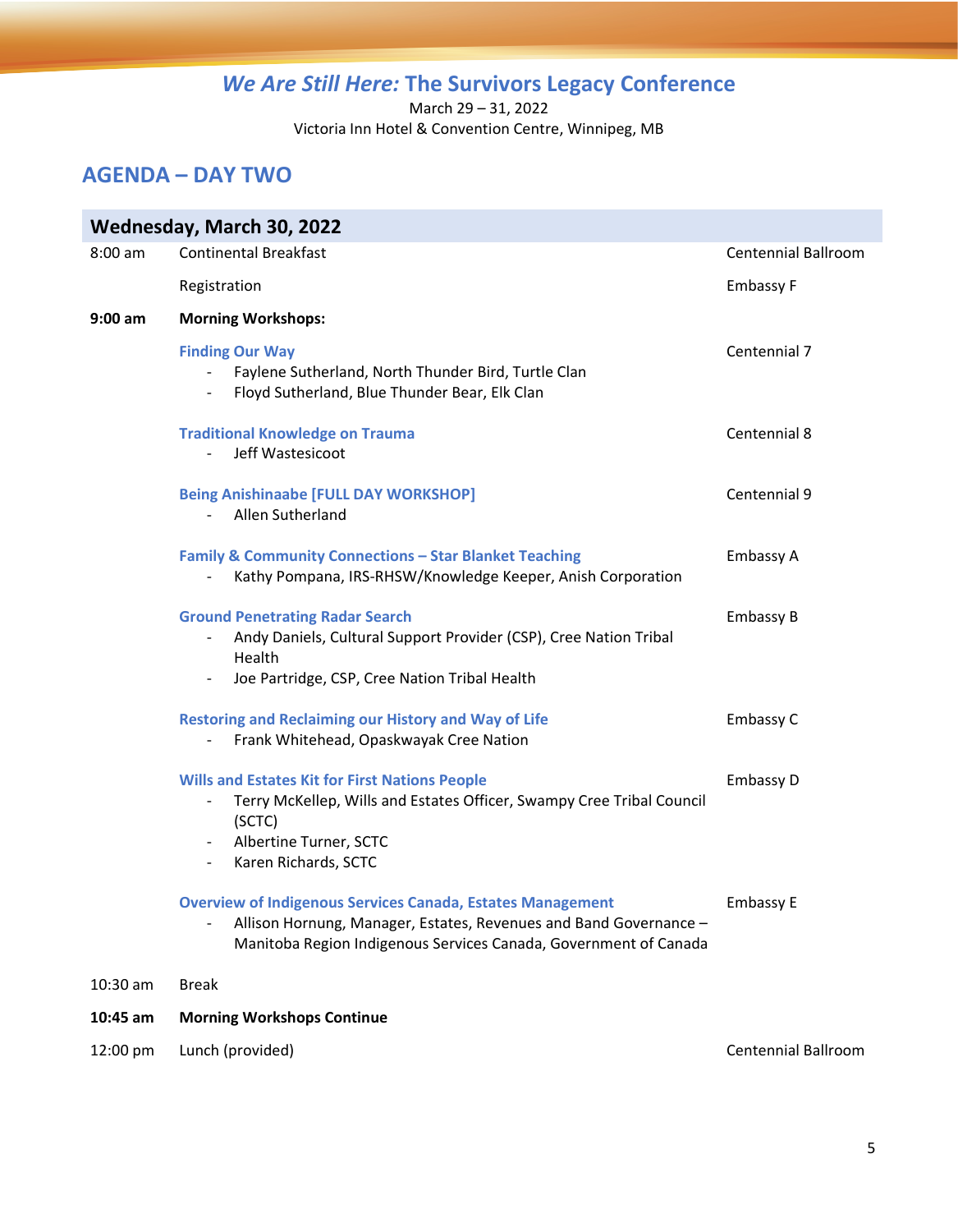# *We Are Still Here:* The Survivors Legacy Conference

March 29 – 31, 2022

Victoria Inn Hotel & Convention Centre, Winnipeg, MB

## AGENDA – DAY TWO

| Wednesday, March 30, 2022 | | |
|---|---|---|
| 8:00 am | Continental Breakfast | Centennial Ballroom |
| | Registration | Embassy F |
| **9:00 am** | **Morning Workshops:** | |
| | **Finding Our Way**<br>- Faylene Sutherland, North Thunder Bird, Turtle Clan<br>- Floyd Sutherland, Blue Thunder Bear, Elk Clan | Centennial 7 |
| | **Traditional Knowledge on Trauma**<br>- Jeff Wastesicoot | Centennial 8 |
| | **Being Anishinaabe [FULL DAY WORKSHOP]**<br>- Allen Sutherland | Centennial 9 |
| | **Family & Community Connections – Star Blanket Teaching**<br>- Kathy Pompana, IRS-RHSW/Knowledge Keeper, Anish Corporation | Embassy A |
| | **Ground Penetrating Radar Search**<br>- Andy Daniels, Cultural Support Provider (CSP), Cree Nation Tribal Health<br>- Joe Partridge, CSP, Cree Nation Tribal Health | Embassy B |
| | **Restoring and Reclaiming our History and Way of Life**<br>- Frank Whitehead, Opaskwayak Cree Nation | Embassy C |
| | **Wills and Estates Kit for First Nations People**<br>- Terry McKellep, Wills and Estates Officer, Swampy Cree Tribal Council (SCTC)<br>- Albertine Turner, SCTC<br>- Karen Richards, SCTC | Embassy D |
| | **Overview of Indigenous Services Canada, Estates Management**<br>- Allison Hornung, Manager, Estates, Revenues and Band Governance – Manitoba Region Indigenous Services Canada, Government of Canada | Embassy E |
| 10:30 am | Break | |
| **10:45 am** | **Morning Workshops Continue** | |
| 12:00 pm | Lunch (provided) | Centennial Ballroom |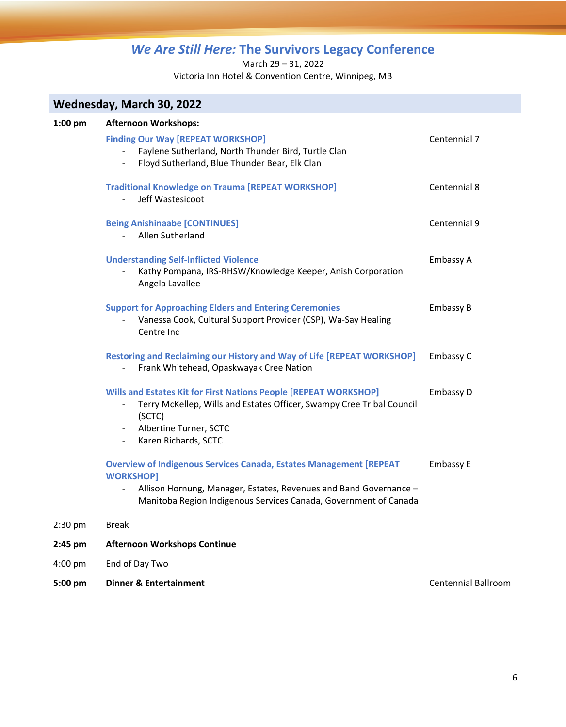# *We Are Still Here:* The Survivors Legacy Conference

March 29 – 31, 2022
Victoria Inn Hotel & Convention Centre, Winnipeg, MB

## Wednesday, March 30, 2022

**1:00 pm** **Afternoon Workshops:**

**Finding Our Way [REPEAT WORKSHOP]** — Centennial 7
- Faylene Sutherland, North Thunder Bird, Turtle Clan
- Floyd Sutherland, Blue Thunder Bear, Elk Clan

**Traditional Knowledge on Trauma [REPEAT WORKSHOP]** — Centennial 8
- Jeff Wastesicoot

**Being Anishinaabe [CONTINUES]** — Centennial 9
- Allen Sutherland

**Understanding Self-Inflicted Violence** — Embassy A
- Kathy Pompana, IRS-RHSW/Knowledge Keeper, Anish Corporation
- Angela Lavallee

**Support for Approaching Elders and Entering Ceremonies** — Embassy B
- Vanessa Cook, Cultural Support Provider (CSP), Wa-Say Healing Centre Inc

**Restoring and Reclaiming our History and Way of Life [REPEAT WORKSHOP]** — Embassy C
- Frank Whitehead, Opaskwayak Cree Nation

**Wills and Estates Kit for First Nations People [REPEAT WORKSHOP]** — Embassy D
- Terry McKellep, Wills and Estates Officer, Swampy Cree Tribal Council (SCTC)
- Albertine Turner, SCTC
- Karen Richards, SCTC

**Overview of Indigenous Services Canada, Estates Management [REPEAT WORKSHOP]** — Embassy E
- Allison Hornung, Manager, Estates, Revenues and Band Governance – Manitoba Region Indigenous Services Canada, Government of Canada

2:30 pm Break

**2:45 pm** **Afternoon Workshops Continue**

4:00 pm End of Day Two

**5:00 pm** **Dinner & Entertainment** — Centennial Ballroom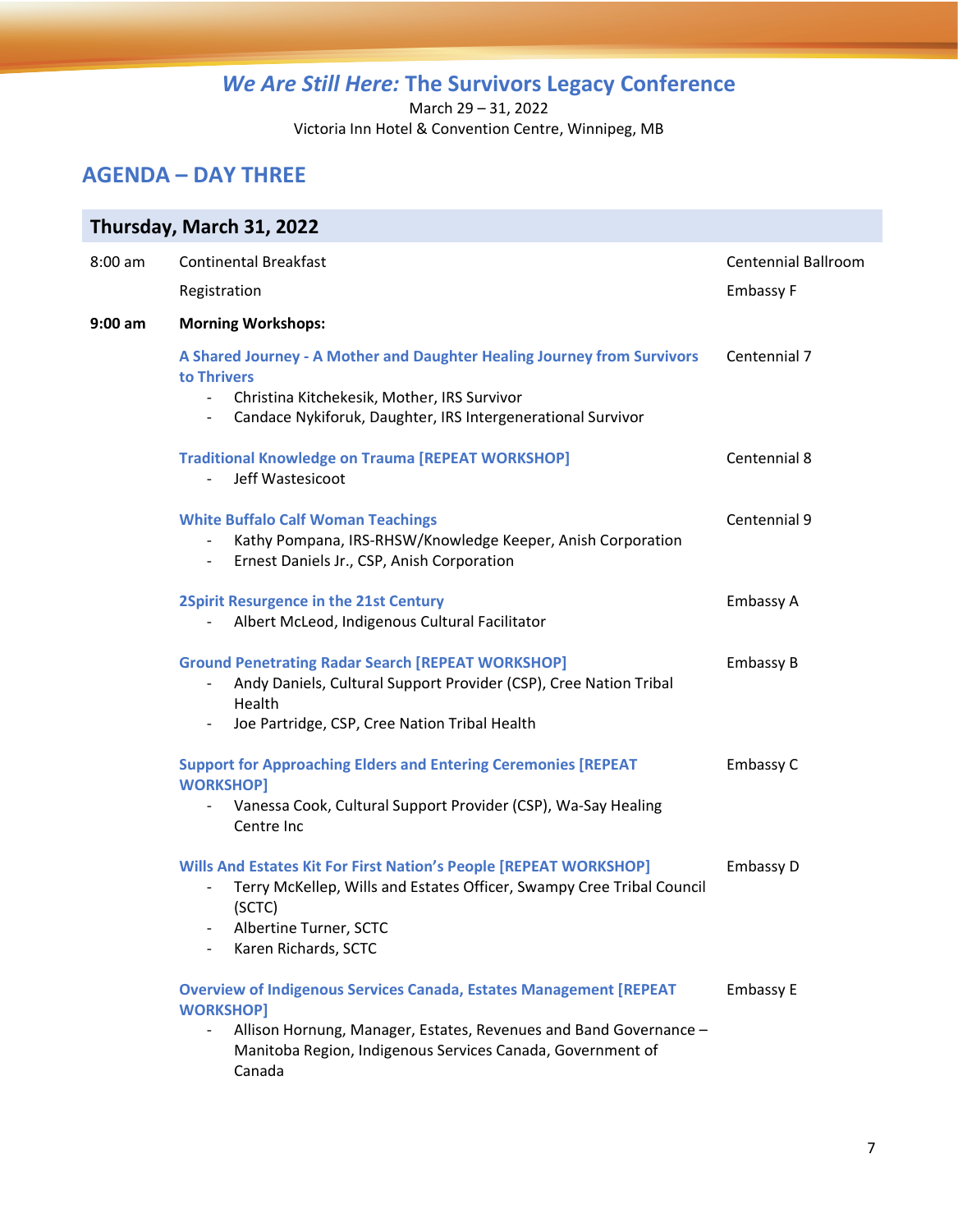# *We Are Still Here:* The Survivors Legacy Conference

March 29 – 31, 2022
Victoria Inn Hotel & Convention Centre, Winnipeg, MB

## AGENDA – DAY THREE

### Thursday, March 31, 2022

| | | |
|---|---|---|
| 8:00 am | Continental Breakfast | Centennial Ballroom |
| | Registration | Embassy F |
| **9:00 am** | **Morning Workshops:** | |
| | **A Shared Journey - A Mother and Daughter Healing Journey from Survivors to Thrivers**<br>- Christina Kitchekesik, Mother, IRS Survivor<br>- Candace Nykiforuk, Daughter, IRS Intergenerational Survivor | Centennial 7 |
| | **Traditional Knowledge on Trauma [REPEAT WORKSHOP]**<br>- Jeff Wastesicoot | Centennial 8 |
| | **White Buffalo Calf Woman Teachings**<br>- Kathy Pompana, IRS-RHSW/Knowledge Keeper, Anish Corporation<br>- Ernest Daniels Jr., CSP, Anish Corporation | Centennial 9 |
| | **2Spirit Resurgence in the 21st Century**<br>- Albert McLeod, Indigenous Cultural Facilitator | Embassy A |
| | **Ground Penetrating Radar Search [REPEAT WORKSHOP]**<br>- Andy Daniels, Cultural Support Provider (CSP), Cree Nation Tribal Health<br>- Joe Partridge, CSP, Cree Nation Tribal Health | Embassy B |
| | **Support for Approaching Elders and Entering Ceremonies [REPEAT WORKSHOP]**<br>- Vanessa Cook, Cultural Support Provider (CSP), Wa-Say Healing Centre Inc | Embassy C |
| | **Wills And Estates Kit For First Nation's People [REPEAT WORKSHOP]**<br>- Terry McKellep, Wills and Estates Officer, Swampy Cree Tribal Council (SCTC)<br>- Albertine Turner, SCTC<br>- Karen Richards, SCTC | Embassy D |
| | **Overview of Indigenous Services Canada, Estates Management [REPEAT WORKSHOP]**<br>- Allison Hornung, Manager, Estates, Revenues and Band Governance – Manitoba Region, Indigenous Services Canada, Government of Canada | Embassy E |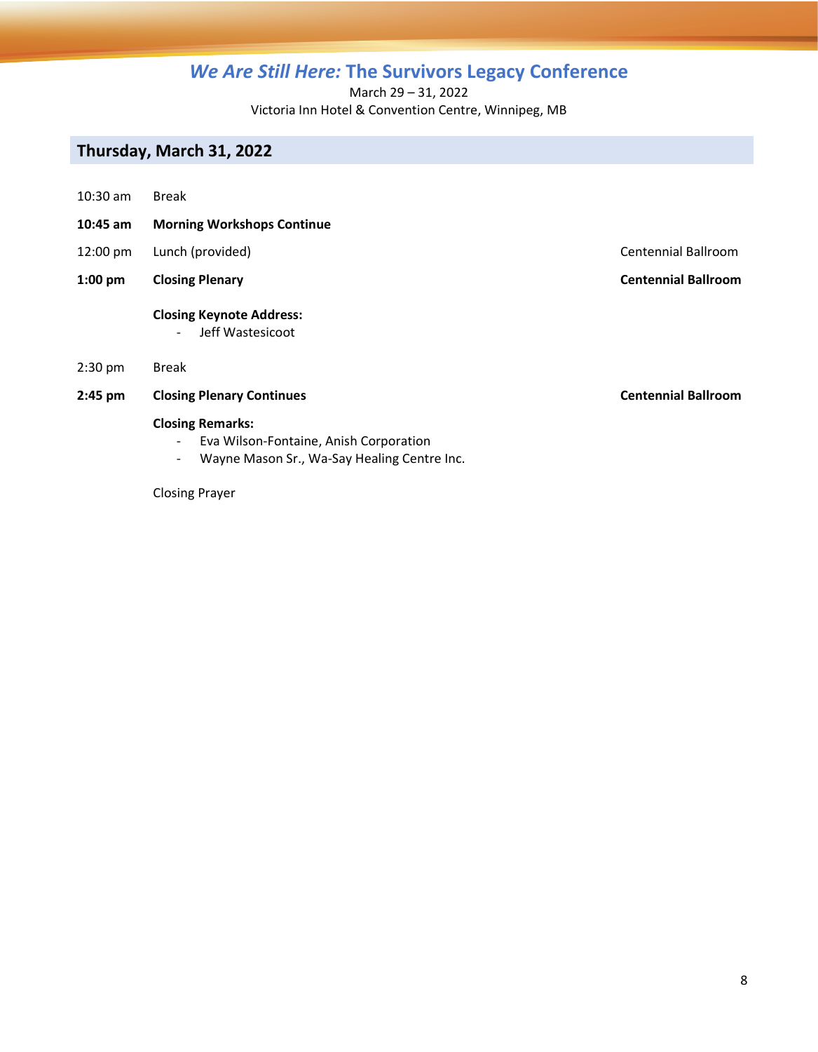# *We Are Still Here:* The Survivors Legacy Conference

March 29 – 31, 2022
Victoria Inn Hotel & Convention Centre, Winnipeg, MB

## Thursday, March 31, 2022

| | | |
|---|---|---|
| 10:30 am | Break | |
| **10:45 am** | **Morning Workshops Continue** | |
| 12:00 pm | Lunch (provided) | Centennial Ballroom |
| **1:00 pm** | **Closing Plenary** | **Centennial Ballroom** |

**Closing Keynote Address:**

- Jeff Wastesicoot

| | | |
|---|---|---|
| 2:30 pm | Break | |
| **2:45 pm** | **Closing Plenary Continues** | **Centennial Ballroom** |

**Closing Remarks:**

- Eva Wilson-Fontaine, Anish Corporation
- Wayne Mason Sr., Wa-Say Healing Centre Inc.

Closing Prayer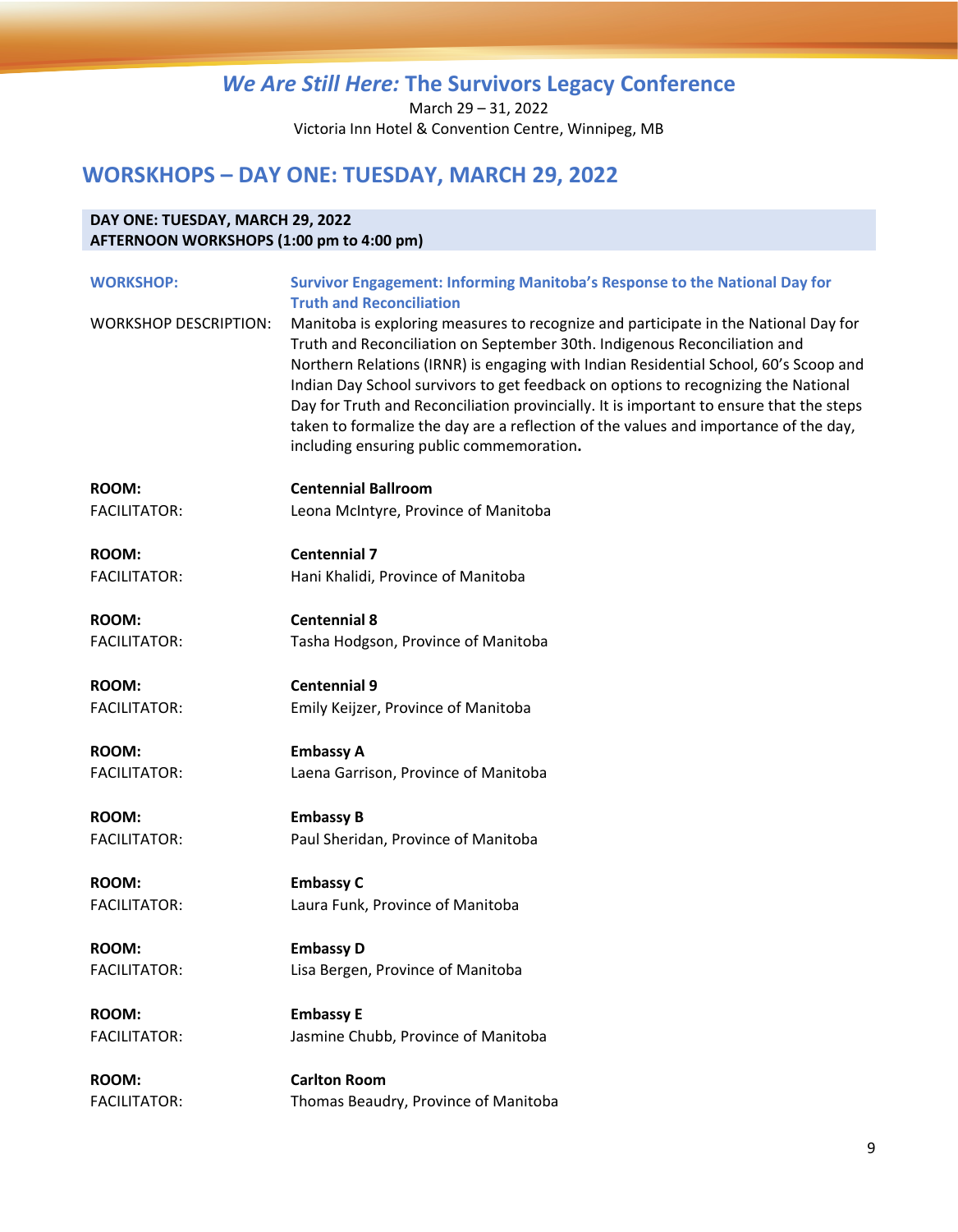*We Are Still Here:* **The Survivors Legacy Conference**

March 29 – 31, 2022
Victoria Inn Hotel & Convention Centre, Winnipeg, MB

## WORSKHOPS – DAY ONE: TUESDAY, MARCH 29, 2022

**DAY ONE: TUESDAY, MARCH 29, 2022**
**AFTERNOON WORKSHOPS (1:00 pm to 4:00 pm)**

**WORKSHOP:** **Survivor Engagement: Informing Manitoba's Response to the National Day for Truth and Reconciliation**

WORKSHOP DESCRIPTION: Manitoba is exploring measures to recognize and participate in the National Day for Truth and Reconciliation on September 30th. Indigenous Reconciliation and Northern Relations (IRNR) is engaging with Indian Residential School, 60's Scoop and Indian Day School survivors to get feedback on options to recognizing the National Day for Truth and Reconciliation provincially. It is important to ensure that the steps taken to formalize the day are a reflection of the values and importance of the day, including ensuring public commemoration**.**

**ROOM:** **Centennial Ballroom**
FACILITATOR: Leona McIntyre, Province of Manitoba

**ROOM:** **Centennial 7**
FACILITATOR: Hani Khalidi, Province of Manitoba

**ROOM:** **Centennial 8**
FACILITATOR: Tasha Hodgson, Province of Manitoba

**ROOM:** **Centennial 9**
FACILITATOR: Emily Keijzer, Province of Manitoba

**ROOM:** **Embassy A**
FACILITATOR: Laena Garrison, Province of Manitoba

**ROOM:** **Embassy B**
FACILITATOR: Paul Sheridan, Province of Manitoba

**ROOM:** **Embassy C**
FACILITATOR: Laura Funk, Province of Manitoba

**ROOM:** **Embassy D**
FACILITATOR: Lisa Bergen, Province of Manitoba

**ROOM:** **Embassy E**
FACILITATOR: Jasmine Chubb, Province of Manitoba

**ROOM:** **Carlton Room**
FACILITATOR: Thomas Beaudry, Province of Manitoba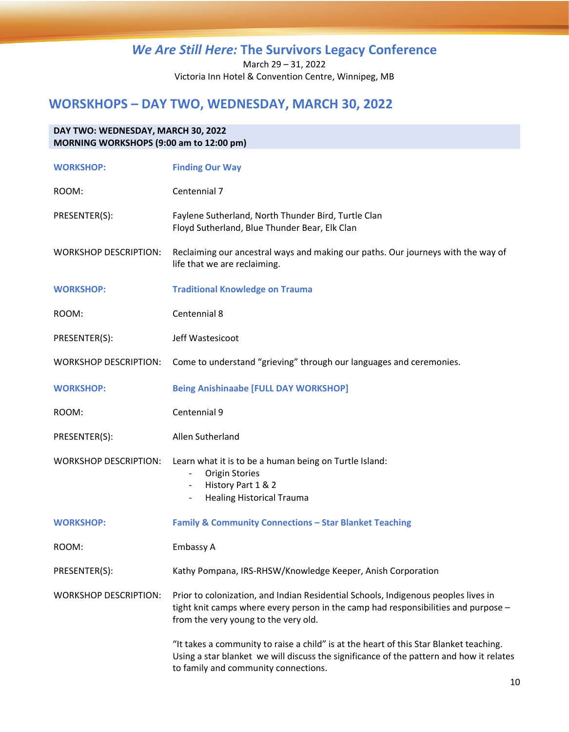# *We Are Still Here:* The Survivors Legacy Conference

March 29 – 31, 2022
Victoria Inn Hotel & Convention Centre, Winnipeg, MB

## WORSKHOPS – DAY TWO, WEDNESDAY, MARCH 30, 2022

**DAY TWO: WEDNESDAY, MARCH 30, 2022**
**MORNING WORKSHOPS (9:00 am to 12:00 pm)**

| | |
|---|---|
| **WORKSHOP:** | **Finding Our Way** |
| ROOM: | Centennial 7 |
| PRESENTER(S): | Faylene Sutherland, North Thunder Bird, Turtle Clan<br>Floyd Sutherland, Blue Thunder Bear, Elk Clan |
| WORKSHOP DESCRIPTION: | Reclaiming our ancestral ways and making our paths. Our journeys with the way of life that we are reclaiming. |
| **WORKSHOP:** | **Traditional Knowledge on Trauma** |
| ROOM: | Centennial 8 |
| PRESENTER(S): | Jeff Wastesicoot |
| WORKSHOP DESCRIPTION: | Come to understand “grieving” through our languages and ceremonies. |
| **WORKSHOP:** | **Being Anishinaabe [FULL DAY WORKSHOP]** |
| ROOM: | Centennial 9 |
| PRESENTER(S): | Allen Sutherland |
| WORKSHOP DESCRIPTION: | Learn what it is to be a human being on Turtle Island:<br>- Origin Stories<br>- History Part 1 & 2<br>- Healing Historical Trauma |
| **WORKSHOP:** | **Family & Community Connections – Star Blanket Teaching** |
| ROOM: | Embassy A |
| PRESENTER(S): | Kathy Pompana, IRS-RHSW/Knowledge Keeper, Anish Corporation |
| WORKSHOP DESCRIPTION: | Prior to colonization, and Indian Residential Schools, Indigenous peoples lives in tight knit camps where every person in the camp had responsibilities and purpose – from the very young to the very old.<br><br>“It takes a community to raise a child” is at the heart of this Star Blanket teaching. Using a star blanket we will discuss the significance of the pattern and how it relates to family and community connections. |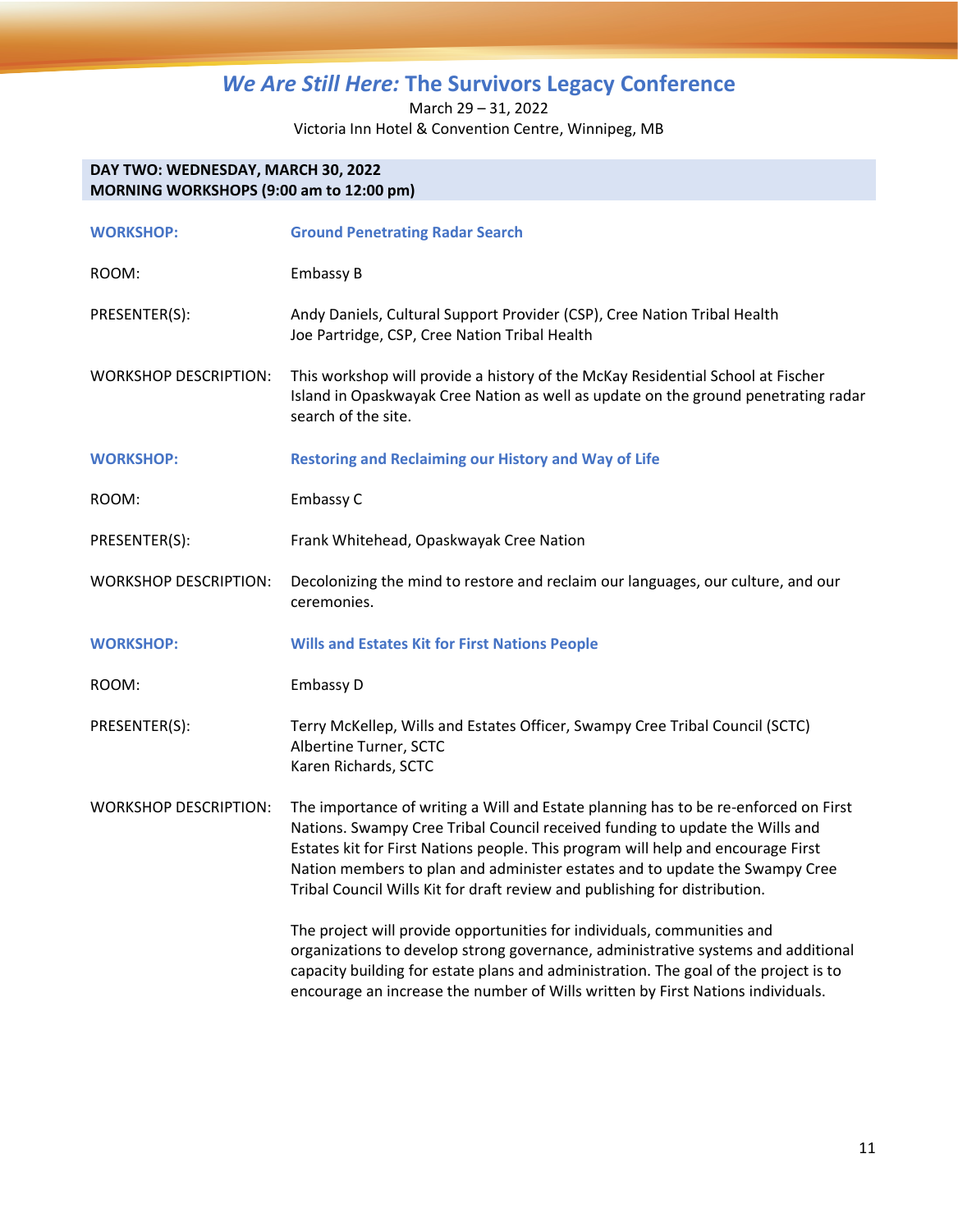# *We Are Still Here:* The Survivors Legacy Conference

March 29 – 31, 2022
Victoria Inn Hotel & Convention Centre, Winnipeg, MB

**DAY TWO: WEDNESDAY, MARCH 30, 2022**
**MORNING WORKSHOPS (9:00 am to 12:00 pm)**

**WORKSHOP:** **Ground Penetrating Radar Search**

ROOM: Embassy B

PRESENTER(S):
Andy Daniels, Cultural Support Provider (CSP), Cree Nation Tribal Health
Joe Partridge, CSP, Cree Nation Tribal Health

WORKSHOP DESCRIPTION: This workshop will provide a history of the McKay Residential School at Fischer Island in Opaskwayak Cree Nation as well as update on the ground penetrating radar search of the site.

**WORKSHOP:** **Restoring and Reclaiming our History and Way of Life**

ROOM: Embassy C

PRESENTER(S): Frank Whitehead, Opaskwayak Cree Nation

WORKSHOP DESCRIPTION: Decolonizing the mind to restore and reclaim our languages, our culture, and our ceremonies.

**WORKSHOP:** **Wills and Estates Kit for First Nations People**

ROOM: Embassy D

PRESENTER(S):
Terry McKellep, Wills and Estates Officer, Swampy Cree Tribal Council (SCTC)
Albertine Turner, SCTC
Karen Richards, SCTC

WORKSHOP DESCRIPTION: The importance of writing a Will and Estate planning has to be re-enforced on First Nations. Swampy Cree Tribal Council received funding to update the Wills and Estates kit for First Nations people. This program will help and encourage First Nation members to plan and administer estates and to update the Swampy Cree Tribal Council Wills Kit for draft review and publishing for distribution.

The project will provide opportunities for individuals, communities and organizations to develop strong governance, administrative systems and additional capacity building for estate plans and administration. The goal of the project is to encourage an increase the number of Wills written by First Nations individuals.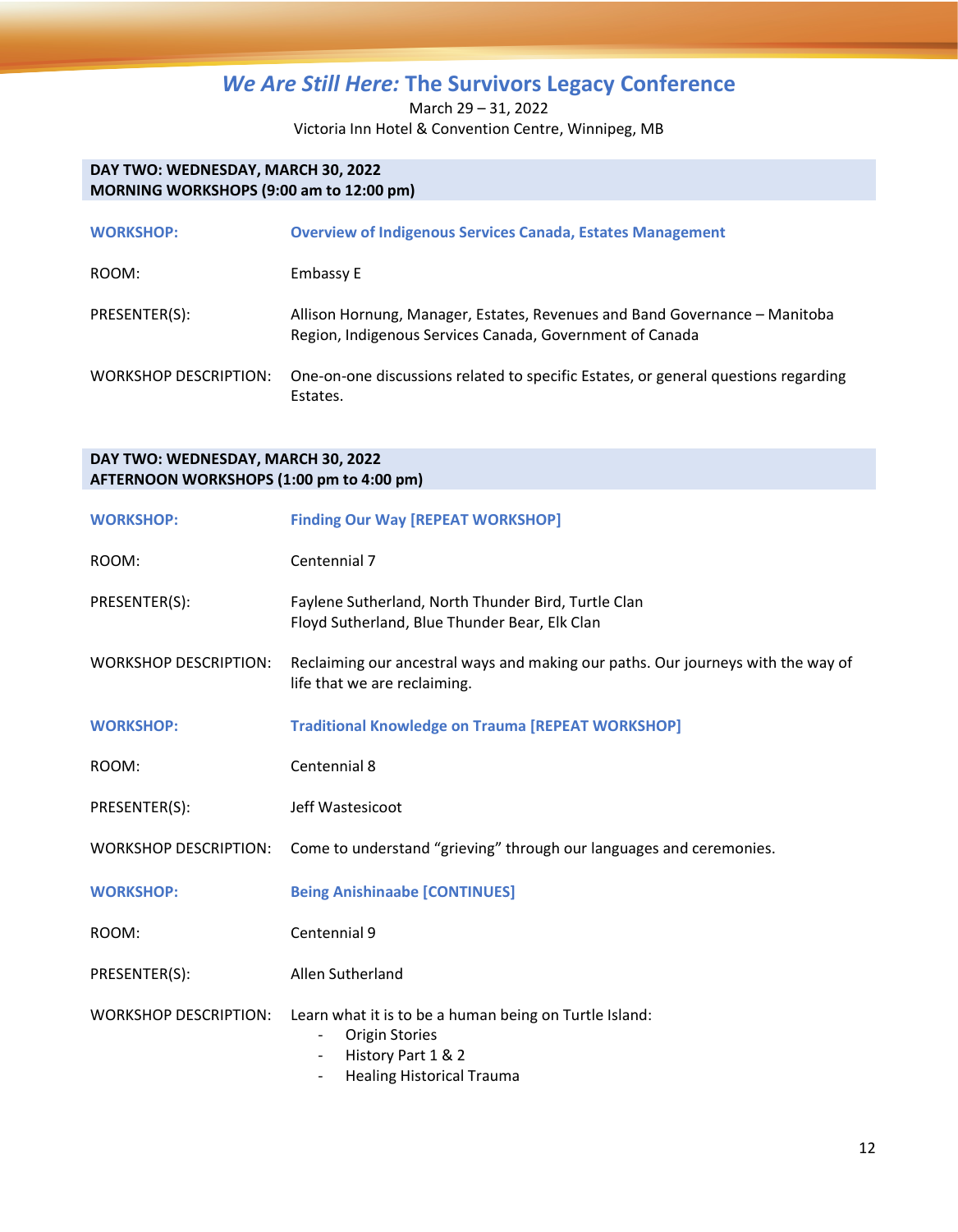# *We Are Still Here:* The Survivors Legacy Conference

March 29 – 31, 2022
Victoria Inn Hotel & Convention Centre, Winnipeg, MB

## DAY TWO: WEDNESDAY, MARCH 30, 2022
## MORNING WORKSHOPS (9:00 am to 12:00 pm)

| | |
|---|---|
| **WORKSHOP:** | **Overview of Indigenous Services Canada, Estates Management** |
| ROOM: | Embassy E |
| PRESENTER(S): | Allison Hornung, Manager, Estates, Revenues and Band Governance – Manitoba Region, Indigenous Services Canada, Government of Canada |
| WORKSHOP DESCRIPTION: | One-on-one discussions related to specific Estates, or general questions regarding Estates. |

## DAY TWO: WEDNESDAY, MARCH 30, 2022
## AFTERNOON WORKSHOPS (1:00 pm to 4:00 pm)

| | |
|---|---|
| **WORKSHOP:** | **Finding Our Way [REPEAT WORKSHOP]** |
| ROOM: | Centennial 7 |
| PRESENTER(S): | Faylene Sutherland, North Thunder Bird, Turtle Clan<br>Floyd Sutherland, Blue Thunder Bear, Elk Clan |
| WORKSHOP DESCRIPTION: | Reclaiming our ancestral ways and making our paths. Our journeys with the way of life that we are reclaiming. |

| | |
|---|---|
| **WORKSHOP:** | **Traditional Knowledge on Trauma [REPEAT WORKSHOP]** |
| ROOM: | Centennial 8 |
| PRESENTER(S): | Jeff Wastesicoot |
| WORKSHOP DESCRIPTION: | Come to understand “grieving” through our languages and ceremonies. |

| | |
|---|---|
| **WORKSHOP:** | **Being Anishinaabe [CONTINUES]** |
| ROOM: | Centennial 9 |
| PRESENTER(S): | Allen Sutherland |
| WORKSHOP DESCRIPTION: | Learn what it is to be a human being on Turtle Island:<br>- Origin Stories<br>- History Part 1 & 2<br>- Healing Historical Trauma |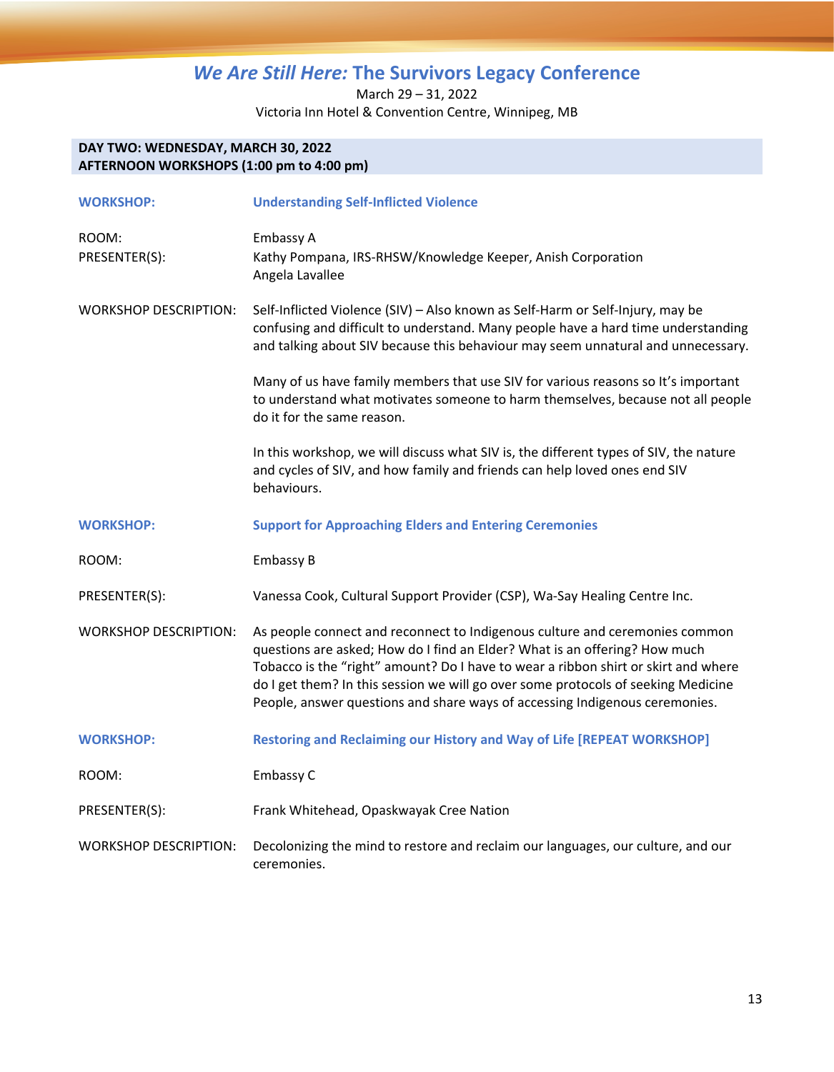# *We Are Still Here:* The Survivors Legacy Conference

March 29 – 31, 2022
Victoria Inn Hotel & Convention Centre, Winnipeg, MB

**DAY TWO: WEDNESDAY, MARCH 30, 2022**
**AFTERNOON WORKSHOPS (1:00 pm to 4:00 pm)**

**WORKSHOP:** **Understanding Self-Inflicted Violence**

ROOM: Embassy A

PRESENTER(S): Kathy Pompana, IRS-RHSW/Knowledge Keeper, Anish Corporation
Angela Lavallee

WORKSHOP DESCRIPTION: Self-Inflicted Violence (SIV) – Also known as Self-Harm or Self-Injury, may be confusing and difficult to understand. Many people have a hard time understanding and talking about SIV because this behaviour may seem unnatural and unnecessary.

Many of us have family members that use SIV for various reasons so It's important to understand what motivates someone to harm themselves, because not all people do it for the same reason.

In this workshop, we will discuss what SIV is, the different types of SIV, the nature and cycles of SIV, and how family and friends can help loved ones end SIV behaviours.

**WORKSHOP:** **Support for Approaching Elders and Entering Ceremonies**

ROOM: Embassy B

PRESENTER(S): Vanessa Cook, Cultural Support Provider (CSP), Wa-Say Healing Centre Inc.

WORKSHOP DESCRIPTION: As people connect and reconnect to Indigenous culture and ceremonies common questions are asked; How do I find an Elder? What is an offering? How much Tobacco is the "right" amount? Do I have to wear a ribbon shirt or skirt and where do I get them? In this session we will go over some protocols of seeking Medicine People, answer questions and share ways of accessing Indigenous ceremonies.

**WORKSHOP:** **Restoring and Reclaiming our History and Way of Life [REPEAT WORKSHOP]**

ROOM: Embassy C

PRESENTER(S): Frank Whitehead, Opaskwayak Cree Nation

WORKSHOP DESCRIPTION: Decolonizing the mind to restore and reclaim our languages, our culture, and our ceremonies.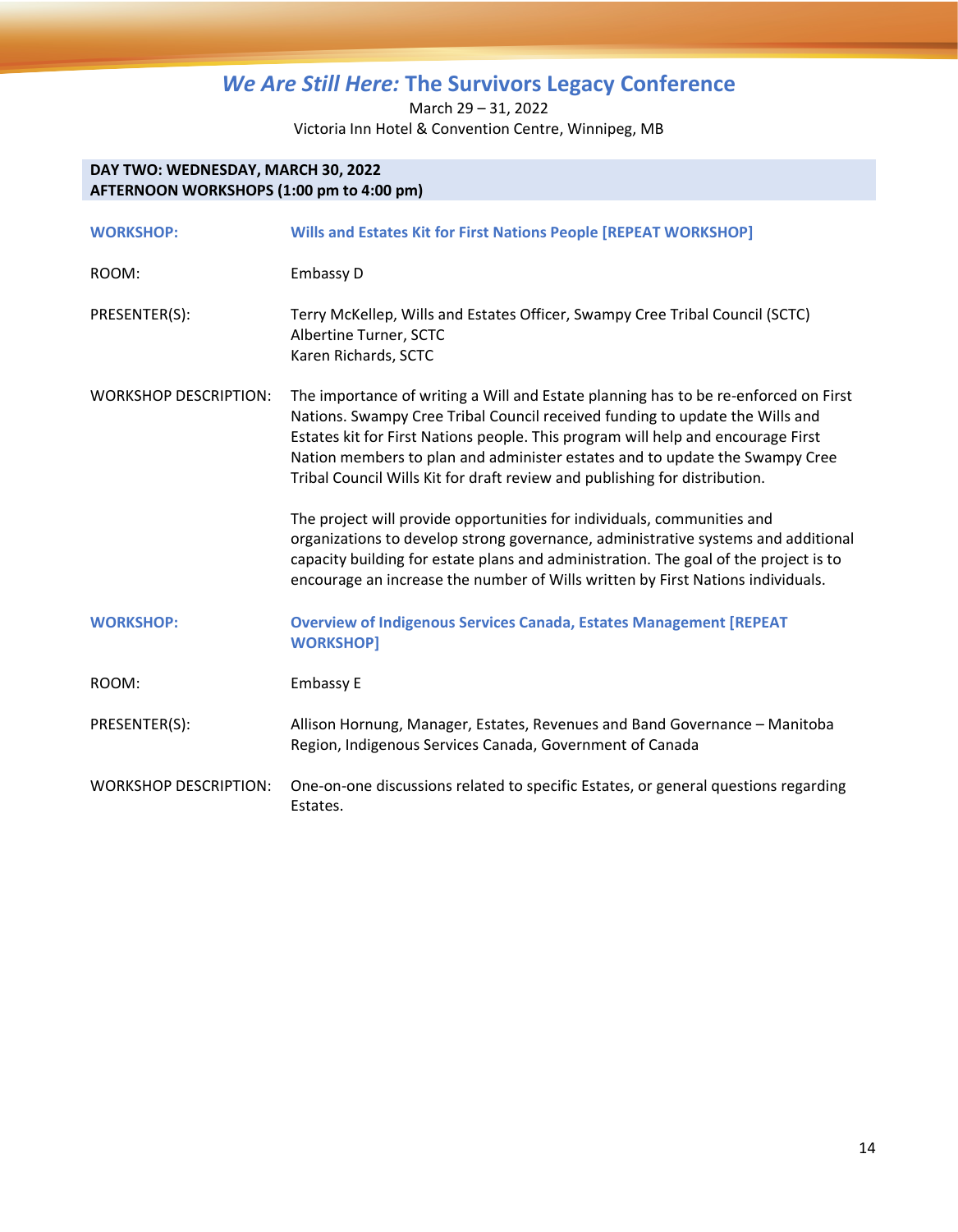# *We Are Still Here:* The Survivors Legacy Conference

March 29 – 31, 2022

Victoria Inn Hotel & Convention Centre, Winnipeg, MB

**DAY TWO: WEDNESDAY, MARCH 30, 2022**
**AFTERNOON WORKSHOPS (1:00 pm to 4:00 pm)**

**WORKSHOP:** **Wills and Estates Kit for First Nations People [REPEAT WORKSHOP]**

ROOM: Embassy D

PRESENTER(S): Terry McKellep, Wills and Estates Officer, Swampy Cree Tribal Council (SCTC)
Albertine Turner, SCTC
Karen Richards, SCTC

WORKSHOP DESCRIPTION: The importance of writing a Will and Estate planning has to be re-enforced on First Nations. Swampy Cree Tribal Council received funding to update the Wills and Estates kit for First Nations people. This program will help and encourage First Nation members to plan and administer estates and to update the Swampy Cree Tribal Council Wills Kit for draft review and publishing for distribution.

The project will provide opportunities for individuals, communities and organizations to develop strong governance, administrative systems and additional capacity building for estate plans and administration. The goal of the project is to encourage an increase the number of Wills written by First Nations individuals.

**WORKSHOP:** **Overview of Indigenous Services Canada, Estates Management [REPEAT WORKSHOP]**

ROOM: Embassy E

PRESENTER(S): Allison Hornung, Manager, Estates, Revenues and Band Governance – Manitoba Region, Indigenous Services Canada, Government of Canada

WORKSHOP DESCRIPTION: One-on-one discussions related to specific Estates, or general questions regarding Estates.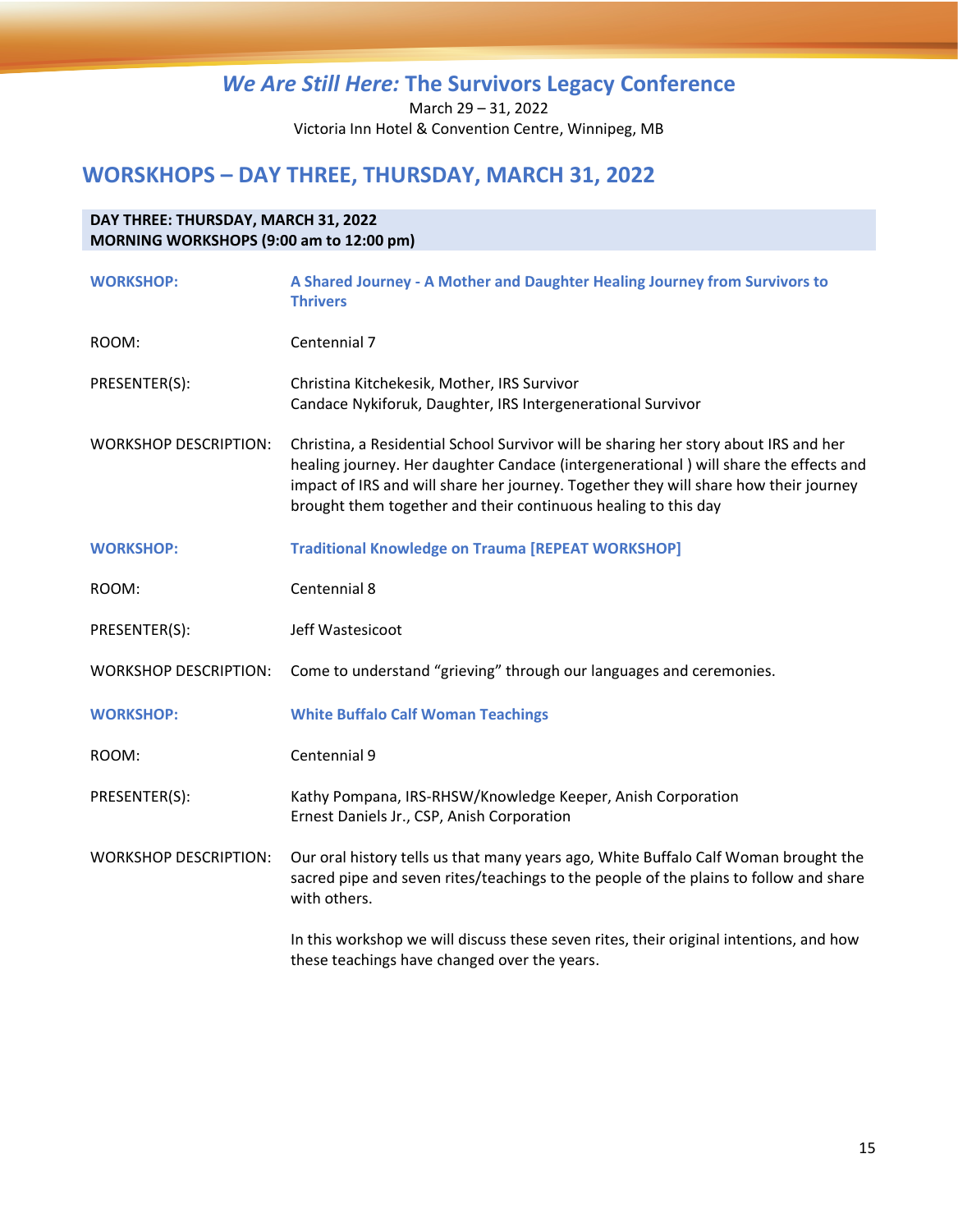*We Are Still Here:* The Survivors Legacy Conference

March 29 – 31, 2022

Victoria Inn Hotel & Convention Centre, Winnipeg, MB

## WORSKHOPS – DAY THREE, THURSDAY, MARCH 31, 2022

**DAY THREE: THURSDAY, MARCH 31, 2022**
**MORNING WORKSHOPS (9:00 am to 12:00 pm)**

**WORKSHOP:** **A Shared Journey - A Mother and Daughter Healing Journey from Survivors to Thrivers**

ROOM: Centennial 7

PRESENTER(S): Christina Kitchekesik, Mother, IRS Survivor
Candace Nykiforuk, Daughter, IRS Intergenerational Survivor

WORKSHOP DESCRIPTION: Christina, a Residential School Survivor will be sharing her story about IRS and her healing journey. Her daughter Candace (intergenerational ) will share the effects and impact of IRS and will share her journey. Together they will share how their journey brought them together and their continuous healing to this day

**WORKSHOP:** **Traditional Knowledge on Trauma [REPEAT WORKSHOP]**

ROOM: Centennial 8

PRESENTER(S): Jeff Wastesicoot

WORKSHOP DESCRIPTION: Come to understand "grieving" through our languages and ceremonies.

**WORKSHOP:** **White Buffalo Calf Woman Teachings**

ROOM: Centennial 9

PRESENTER(S): Kathy Pompana, IRS-RHSW/Knowledge Keeper, Anish Corporation
Ernest Daniels Jr., CSP, Anish Corporation

WORKSHOP DESCRIPTION: Our oral history tells us that many years ago, White Buffalo Calf Woman brought the sacred pipe and seven rites/teachings to the people of the plains to follow and share with others.

In this workshop we will discuss these seven rites, their original intentions, and how these teachings have changed over the years.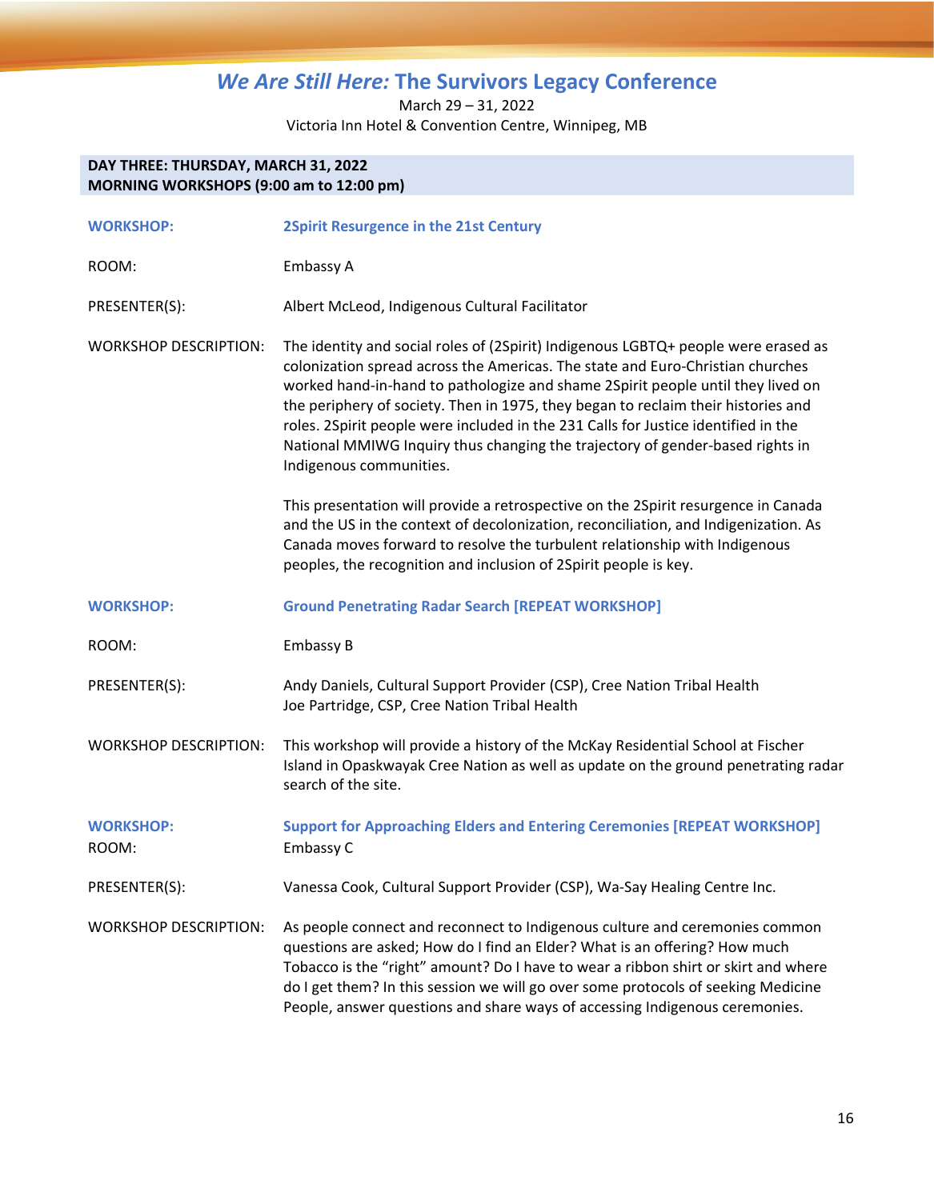## *We Are Still Here:* The Survivors Legacy Conference

March 29 – 31, 2022
Victoria Inn Hotel & Convention Centre, Winnipeg, MB

**DAY THREE: THURSDAY, MARCH 31, 2022**
**MORNING WORKSHOPS (9:00 am to 12:00 pm)**

**WORKSHOP:** **2Spirit Resurgence in the 21st Century**

ROOM: Embassy A

PRESENTER(S): Albert McLeod, Indigenous Cultural Facilitator

WORKSHOP DESCRIPTION: The identity and social roles of (2Spirit) Indigenous LGBTQ+ people were erased as colonization spread across the Americas. The state and Euro-Christian churches worked hand-in-hand to pathologize and shame 2Spirit people until they lived on the periphery of society. Then in 1975, they began to reclaim their histories and roles. 2Spirit people were included in the 231 Calls for Justice identified in the National MMIWG Inquiry thus changing the trajectory of gender-based rights in Indigenous communities.

This presentation will provide a retrospective on the 2Spirit resurgence in Canada and the US in the context of decolonization, reconciliation, and Indigenization. As Canada moves forward to resolve the turbulent relationship with Indigenous peoples, the recognition and inclusion of 2Spirit people is key.

**WORKSHOP:** **Ground Penetrating Radar Search [REPEAT WORKSHOP]**

ROOM: Embassy B

PRESENTER(S): Andy Daniels, Cultural Support Provider (CSP), Cree Nation Tribal Health
Joe Partridge, CSP, Cree Nation Tribal Health

WORKSHOP DESCRIPTION: This workshop will provide a history of the McKay Residential School at Fischer Island in Opaskwayak Cree Nation as well as update on the ground penetrating radar search of the site.

**WORKSHOP:** **Support for Approaching Elders and Entering Ceremonies [REPEAT WORKSHOP]**

ROOM: Embassy C

PRESENTER(S): Vanessa Cook, Cultural Support Provider (CSP), Wa-Say Healing Centre Inc.

WORKSHOP DESCRIPTION: As people connect and reconnect to Indigenous culture and ceremonies common questions are asked; How do I find an Elder? What is an offering? How much Tobacco is the "right" amount? Do I have to wear a ribbon shirt or skirt and where do I get them? In this session we will go over some protocols of seeking Medicine People, answer questions and share ways of accessing Indigenous ceremonies.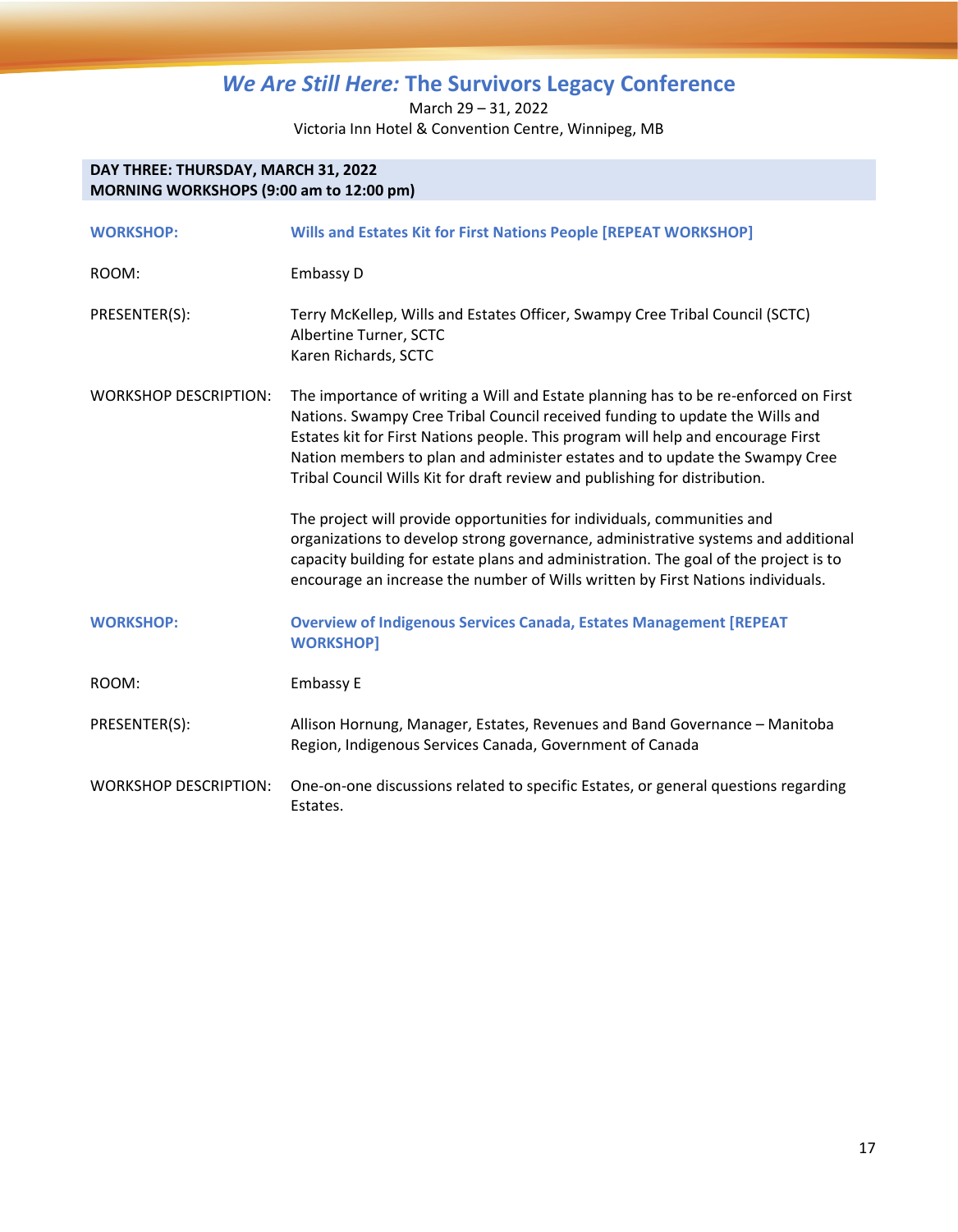# *We Are Still Here:* The Survivors Legacy Conference

March 29 – 31, 2022
Victoria Inn Hotel & Convention Centre, Winnipeg, MB

**DAY THREE: THURSDAY, MARCH 31, 2022**
**MORNING WORKSHOPS (9:00 am to 12:00 pm)**

| | |
|---|---|
| **WORKSHOP:** | **Wills and Estates Kit for First Nations People [REPEAT WORKSHOP]** |
| ROOM: | Embassy D |
| PRESENTER(S): | Terry McKellep, Wills and Estates Officer, Swampy Cree Tribal Council (SCTC)<br>Albertine Turner, SCTC<br>Karen Richards, SCTC |
| WORKSHOP DESCRIPTION: | The importance of writing a Will and Estate planning has to be re-enforced on First Nations. Swampy Cree Tribal Council received funding to update the Wills and Estates kit for First Nations people. This program will help and encourage First Nation members to plan and administer estates and to update the Swampy Cree Tribal Council Wills Kit for draft review and publishing for distribution.<br><br>The project will provide opportunities for individuals, communities and organizations to develop strong governance, administrative systems and additional capacity building for estate plans and administration. The goal of the project is to encourage an increase the number of Wills written by First Nations individuals. |
| **WORKSHOP:** | **Overview of Indigenous Services Canada, Estates Management [REPEAT WORKSHOP]** |
| ROOM: | Embassy E |
| PRESENTER(S): | Allison Hornung, Manager, Estates, Revenues and Band Governance – Manitoba Region, Indigenous Services Canada, Government of Canada |
| WORKSHOP DESCRIPTION: | One-on-one discussions related to specific Estates, or general questions regarding Estates. |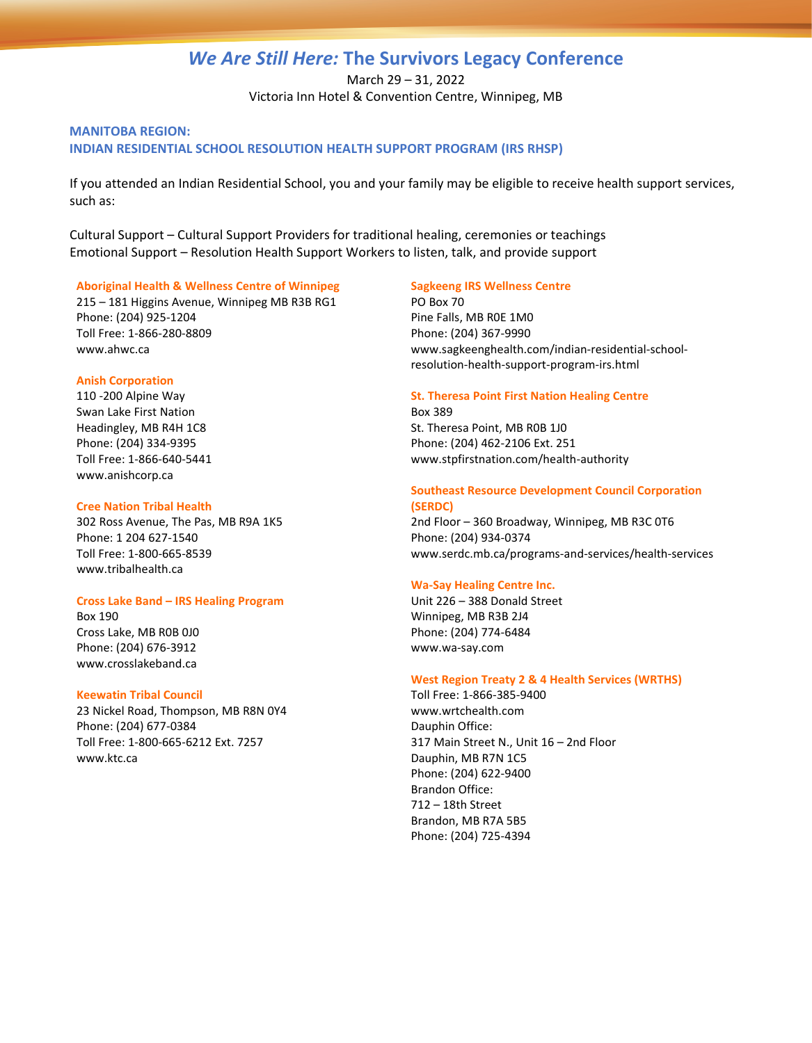# *We Are Still Here:* The Survivors Legacy Conference

March 29 – 31, 2022
Victoria Inn Hotel & Convention Centre, Winnipeg, MB

## MANITOBA REGION:
## INDIAN RESIDENTIAL SCHOOL RESOLUTION HEALTH SUPPORT PROGRAM (IRS RHSP)

If you attended an Indian Residential School, you and your family may be eligible to receive health support services, such as:

Cultural Support – Cultural Support Providers for traditional healing, ceremonies or teachings
Emotional Support – Resolution Health Support Workers to listen, talk, and provide support

**Aboriginal Health & Wellness Centre of Winnipeg**
215 – 181 Higgins Avenue, Winnipeg MB R3B RG1
Phone: (204) 925-1204
Toll Free: 1-866-280-8809
www.ahwc.ca

**Anish Corporation**
110 -200 Alpine Way
Swan Lake First Nation
Headingley, MB R4H 1C8
Phone: (204) 334-9395
Toll Free: 1-866-640-5441
www.anishcorp.ca

**Cree Nation Tribal Health**
302 Ross Avenue, The Pas, MB R9A 1K5
Phone: 1 204 627-1540
Toll Free: 1-800-665-8539
www.tribalhealth.ca

**Cross Lake Band – IRS Healing Program**
Box 190
Cross Lake, MB R0B 0J0
Phone: (204) 676-3912
www.crosslakeband.ca

**Keewatin Tribal Council**
23 Nickel Road, Thompson, MB R8N 0Y4
Phone: (204) 677-0384
Toll Free: 1-800-665-6212 Ext. 7257
www.ktc.ca

**Sagkeeng IRS Wellness Centre**
PO Box 70
Pine Falls, MB R0E 1M0
Phone: (204) 367-9990
www.sagkeenghealth.com/indian-residential-school-resolution-health-support-program-irs.html

**St. Theresa Point First Nation Healing Centre**
Box 389
St. Theresa Point, MB R0B 1J0
Phone: (204) 462-2106 Ext. 251
www.stpfirstnation.com/health-authority

**Southeast Resource Development Council Corporation (SERDC)**
2nd Floor – 360 Broadway, Winnipeg, MB R3C 0T6
Phone: (204) 934-0374
www.serdc.mb.ca/programs-and-services/health-services

**Wa-Say Healing Centre Inc.**
Unit 226 – 388 Donald Street
Winnipeg, MB R3B 2J4
Phone: (204) 774-6484
www.wa-say.com

**West Region Treaty 2 & 4 Health Services (WRTHS)**
Toll Free: 1-866-385-9400
www.wrtchealth.com
Dauphin Office:
317 Main Street N., Unit 16 – 2nd Floor
Dauphin, MB R7N 1C5
Phone: (204) 622-9400
Brandon Office:
712 – 18th Street
Brandon, MB R7A 5B5
Phone: (204) 725-4394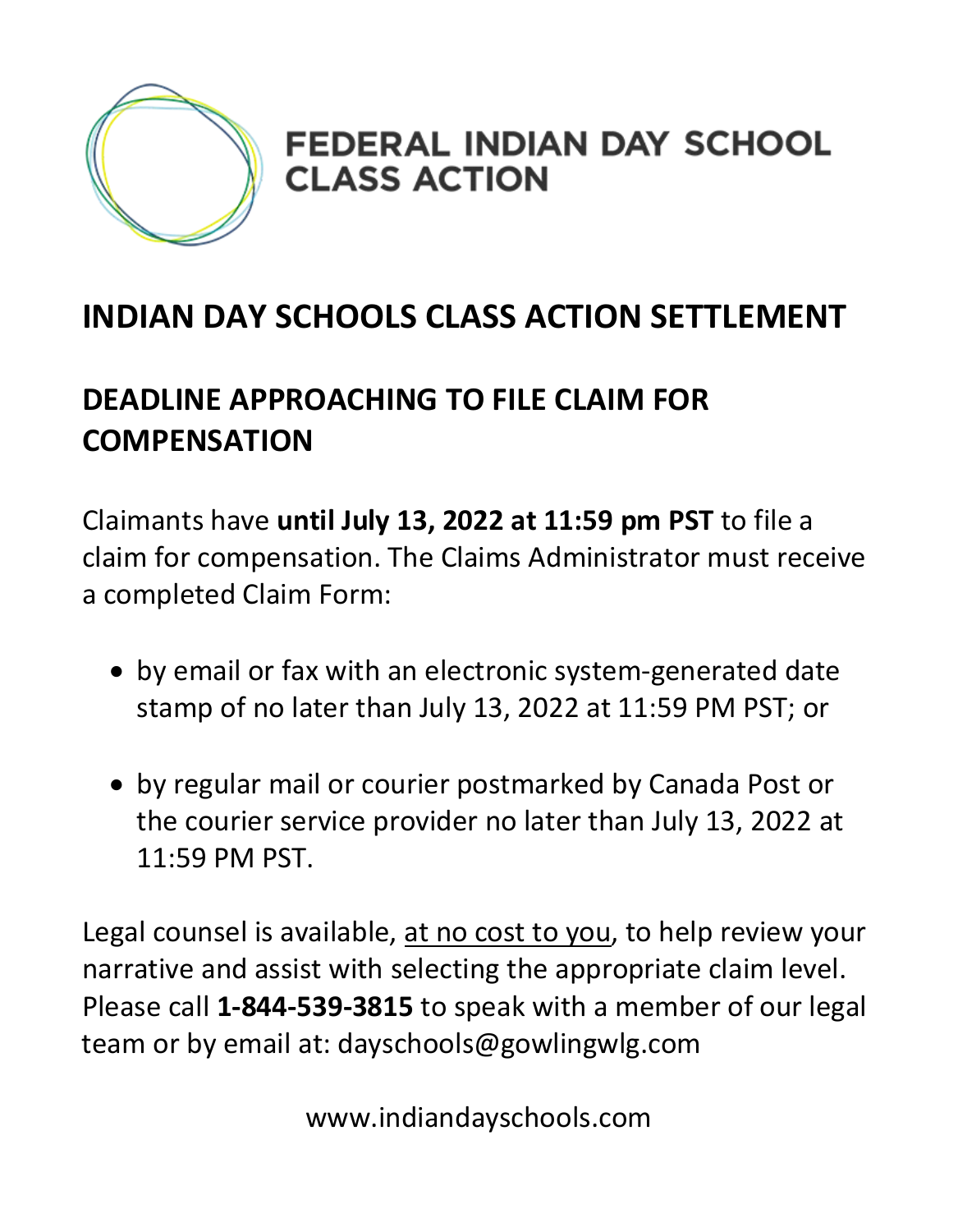FEDERAL INDIAN DAY SCHOOL
CLASS ACTION

# INDIAN DAY SCHOOLS CLASS ACTION SETTLEMENT

## DEADLINE APPROACHING TO FILE CLAIM FOR COMPENSATION

Claimants have **until July 13, 2022 at 11:59 pm PST** to file a claim for compensation. The Claims Administrator must receive a completed Claim Form:

- by email or fax with an electronic system-generated date stamp of no later than July 13, 2022 at 11:59 PM PST; or
- by regular mail or courier postmarked by Canada Post or the courier service provider no later than July 13, 2022 at 11:59 PM PST.

Legal counsel is available, at no cost to you, to help review your narrative and assist with selecting the appropriate claim level. Please call **1-844-539-3815** to speak with a member of our legal team or by email at: dayschools@gowlingwlg.com

www.indiandayschools.com